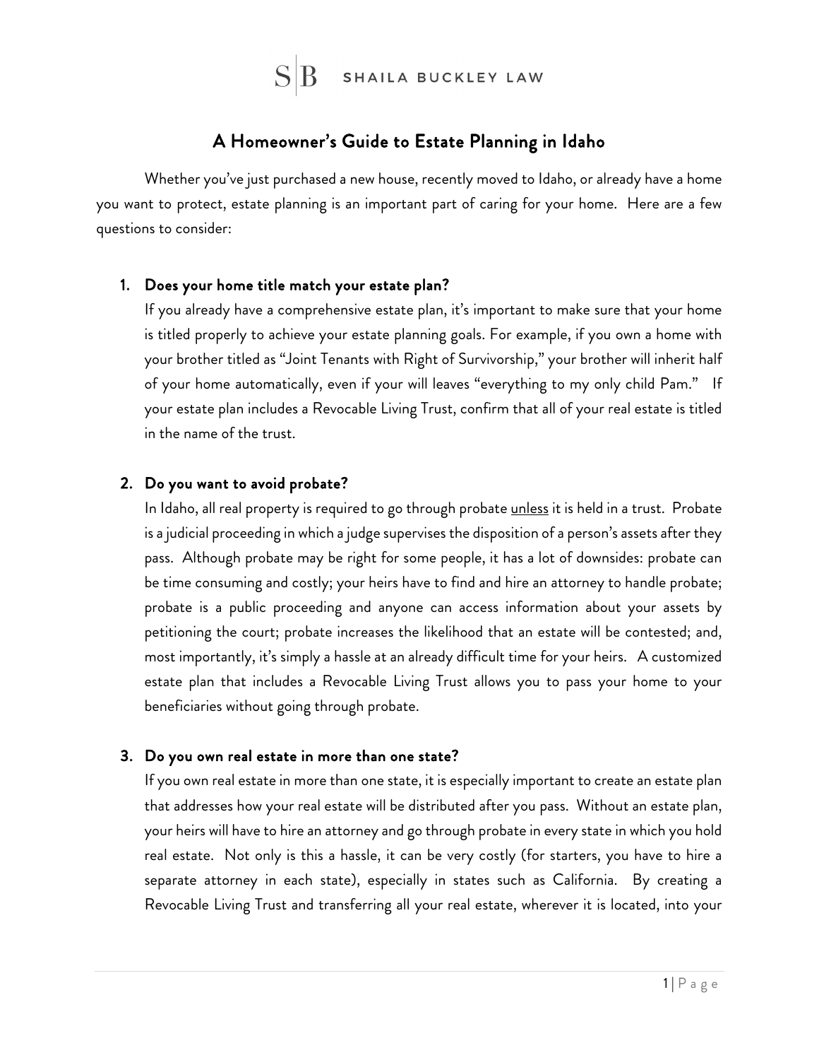SB SHAILA BUCKLEY LAW

# A Homeowner's Guide to Estate Planning in Idaho

Whether you've just purchased a new house, recently moved to Idaho, or already have a home you want to protect, estate planning is an important part of caring for your home. Here are a few questions to consider:

1. **Does your home title match your estate plan?**

   If you already have a comprehensive estate plan, it's important to make sure that your home is titled properly to achieve your estate planning goals. For example, if you own a home with your brother titled as "Joint Tenants with Right of Survivorship," your brother will inherit half of your home automatically, even if your will leaves "everything to my only child Pam." If your estate plan includes a Revocable Living Trust, confirm that all of your real estate is titled in the name of the trust.

2. **Do you want to avoid probate?**

   In Idaho, all real property is required to go through probate <u>unless</u> it is held in a trust. Probate is a judicial proceeding in which a judge supervises the disposition of a person's assets after they pass. Although probate may be right for some people, it has a lot of downsides: probate can be time consuming and costly; your heirs have to find and hire an attorney to handle probate; probate is a public proceeding and anyone can access information about your assets by petitioning the court; probate increases the likelihood that an estate will be contested; and, most importantly, it's simply a hassle at an already difficult time for your heirs. A customized estate plan that includes a Revocable Living Trust allows you to pass your home to your beneficiaries without going through probate.

3. **Do you own real estate in more than one state?**

   If you own real estate in more than one state, it is especially important to create an estate plan that addresses how your real estate will be distributed after you pass. Without an estate plan, your heirs will have to hire an attorney and go through probate in every state in which you hold real estate. Not only is this a hassle, it can be very costly (for starters, you have to hire a separate attorney in each state), especially in states such as California. By creating a Revocable Living Trust and transferring all your real estate, wherever it is located, into your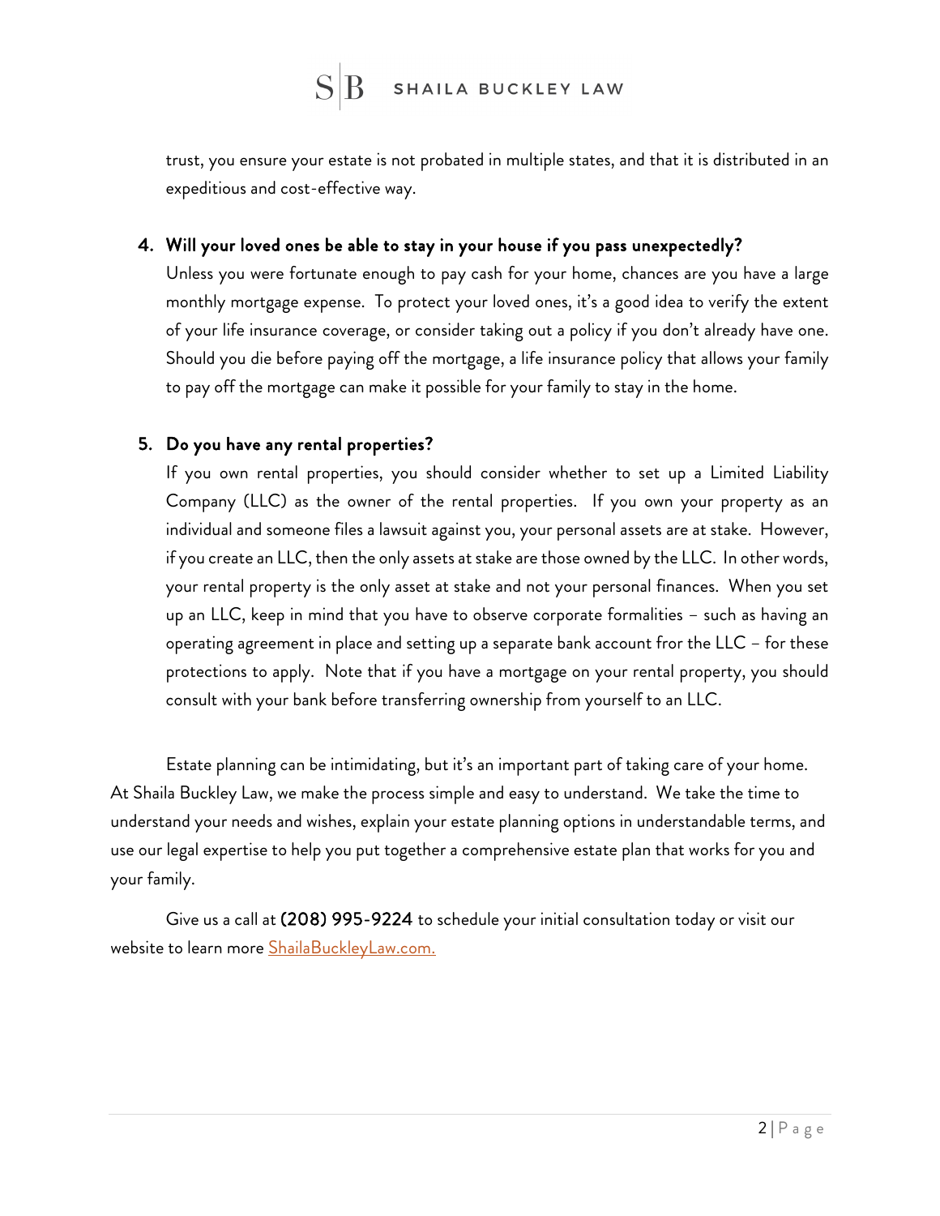trust, you ensure your estate is not probated in multiple states, and that it is distributed in an expeditious and cost-effective way.

4. **Will your loved ones be able to stay in your house if you pass unexpectedly?**
   Unless you were fortunate enough to pay cash for your home, chances are you have a large monthly mortgage expense. To protect your loved ones, it's a good idea to verify the extent of your life insurance coverage, or consider taking out a policy if you don't already have one. Should you die before paying off the mortgage, a life insurance policy that allows your family to pay off the mortgage can make it possible for your family to stay in the home.

5. **Do you have any rental properties?**
   If you own rental properties, you should consider whether to set up a Limited Liability Company (LLC) as the owner of the rental properties. If you own your property as an individual and someone files a lawsuit against you, your personal assets are at stake. However, if you create an LLC, then the only assets at stake are those owned by the LLC. In other words, your rental property is the only asset at stake and not your personal finances. When you set up an LLC, keep in mind that you have to observe corporate formalities – such as having an operating agreement in place and setting up a separate bank account fror the LLC – for these protections to apply. Note that if you have a mortgage on your rental property, you should consult with your bank before transferring ownership from yourself to an LLC.

Estate planning can be intimidating, but it's an important part of taking care of your home. At Shaila Buckley Law, we make the process simple and easy to understand. We take the time to understand your needs and wishes, explain your estate planning options in understandable terms, and use our legal expertise to help you put together a comprehensive estate plan that works for you and your family.

Give us a call at (208) 995-9224 to schedule your initial consultation today or visit our website to learn more [ShailaBuckleyLaw.com.](ShailaBuckleyLaw.com)